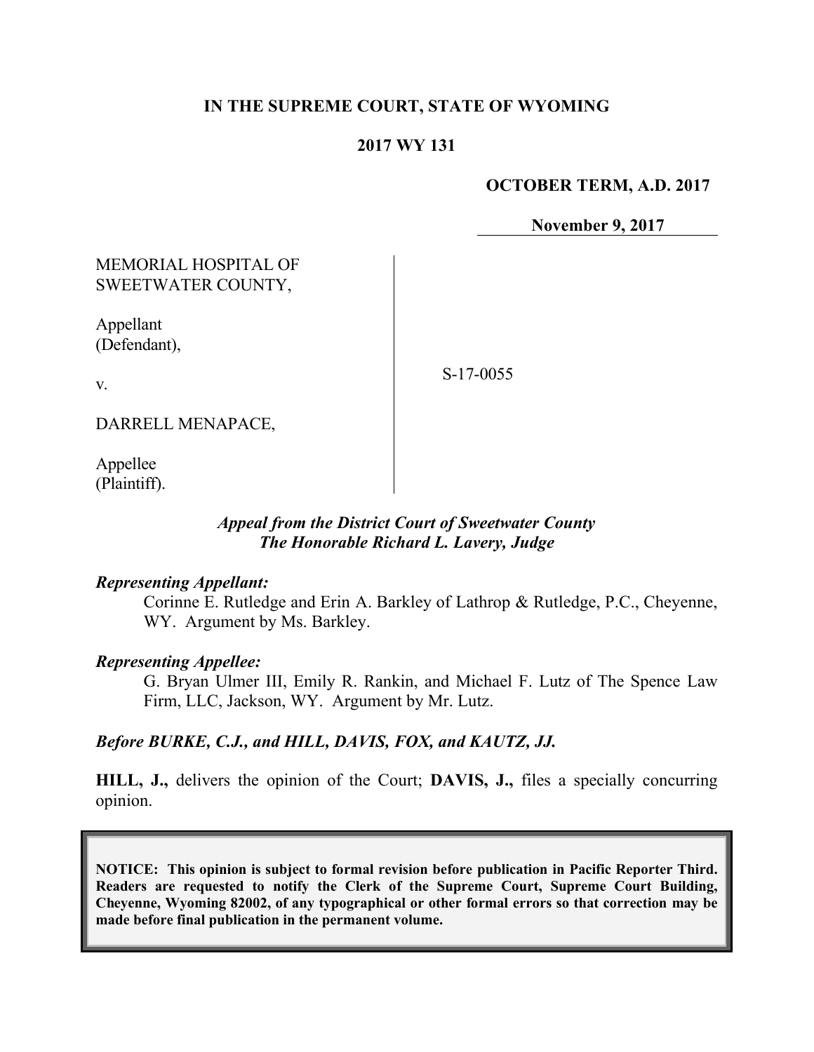**IN THE SUPREME COURT, STATE OF WYOMING**

**2017 WY 131**

**OCTOBER TERM, A.D. 2017**

**November 9, 2017**

MEMORIAL HOSPITAL OF SWEETWATER COUNTY,

Appellant (Defendant),

v.

DARRELL MENAPACE,

Appellee (Plaintiff).

S-17-0055

***Appeal from the District Court of Sweetwater County***
***The Honorable Richard L. Lavery, Judge***

***Representing Appellant:***

Corinne E. Rutledge and Erin A. Barkley of Lathrop & Rutledge, P.C., Cheyenne, WY. Argument by Ms. Barkley.

***Representing Appellee:***

G. Bryan Ulmer III, Emily R. Rankin, and Michael F. Lutz of The Spence Law Firm, LLC, Jackson, WY. Argument by Mr. Lutz.

***Before BURKE, C.J., and HILL, DAVIS, FOX, and KAUTZ, JJ.***

**HILL, J.,** delivers the opinion of the Court; **DAVIS, J.,** files a specially concurring opinion.

**NOTICE: This opinion is subject to formal revision before publication in Pacific Reporter Third. Readers are requested to notify the Clerk of the Supreme Court, Supreme Court Building, Cheyenne, Wyoming 82002, of any typographical or other formal errors so that correction may be made before final publication in the permanent volume.**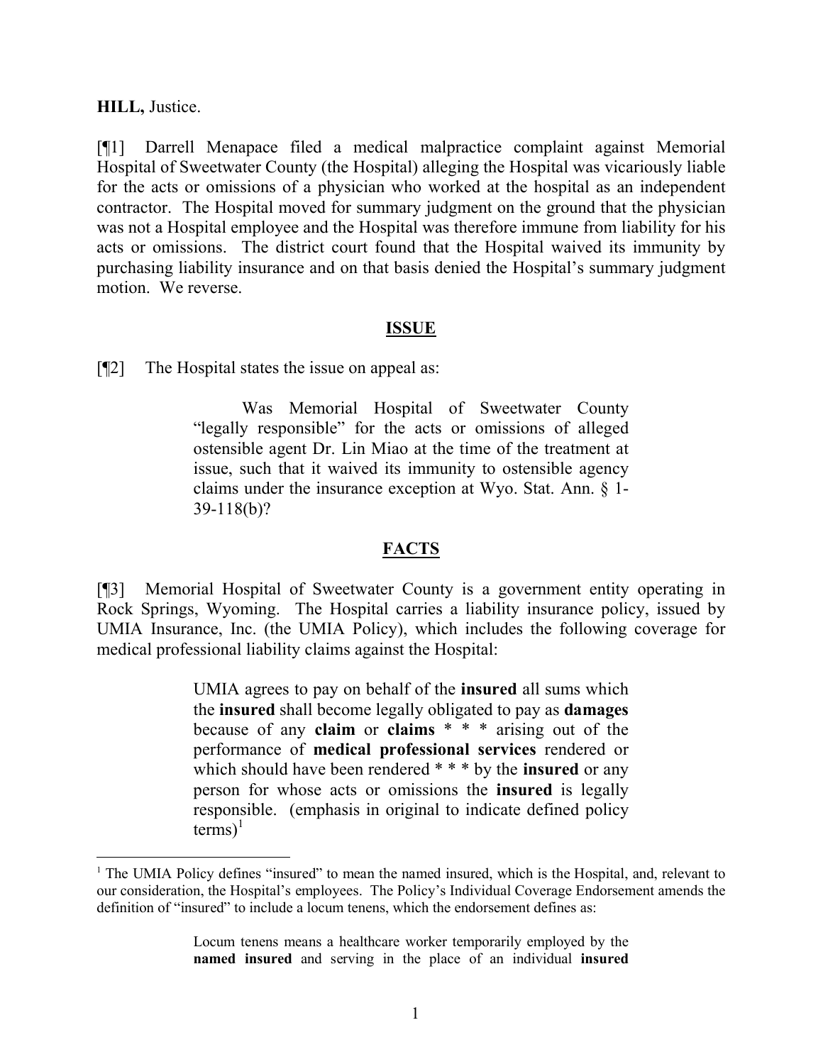**HILL,** Justice.

[¶1] Darrell Menapace filed a medical malpractice complaint against Memorial Hospital of Sweetwater County (the Hospital) alleging the Hospital was vicariously liable for the acts or omissions of a physician who worked at the hospital as an independent contractor. The Hospital moved for summary judgment on the ground that the physician was not a Hospital employee and the Hospital was therefore immune from liability for his acts or omissions. The district court found that the Hospital waived its immunity by purchasing liability insurance and on that basis denied the Hospital's summary judgment motion. We reverse.

## ISSUE

[¶2] The Hospital states the issue on appeal as:

> Was Memorial Hospital of Sweetwater County "legally responsible" for the acts or omissions of alleged ostensible agent Dr. Lin Miao at the time of the treatment at issue, such that it waived its immunity to ostensible agency claims under the insurance exception at Wyo. Stat. Ann. § 1-39-118(b)?

## FACTS

[¶3] Memorial Hospital of Sweetwater County is a government entity operating in Rock Springs, Wyoming. The Hospital carries a liability insurance policy, issued by UMIA Insurance, Inc. (the UMIA Policy), which includes the following coverage for medical professional liability claims against the Hospital:

> UMIA agrees to pay on behalf of the **insured** all sums which the **insured** shall become legally obligated to pay as **damages** because of any **claim** or **claims** * * * arising out of the performance of **medical professional services** rendered or which should have been rendered * * * by the **insured** or any person for whose acts or omissions the **insured** is legally responsible. (emphasis in original to indicate defined policy terms)[1]

[1] The UMIA Policy defines "insured" to mean the named insured, which is the Hospital, and, relevant to our consideration, the Hospital's employees. The Policy's Individual Coverage Endorsement amends the definition of "insured" to include a locum tenens, which the endorsement defines as:

> Locum tenens means a healthcare worker temporarily employed by the **named insured** and serving in the place of an individual **insured**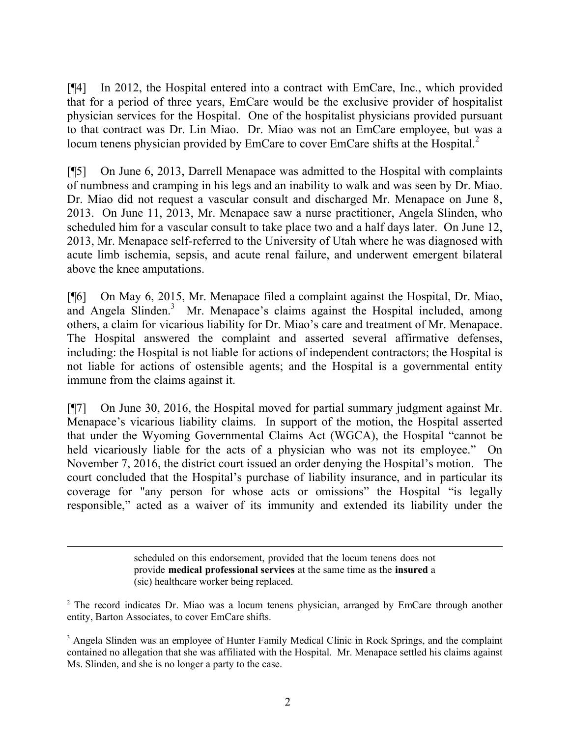[¶4] In 2012, the Hospital entered into a contract with EmCare, Inc., which provided that for a period of three years, EmCare would be the exclusive provider of hospitalist physician services for the Hospital. One of the hospitalist physicians provided pursuant to that contract was Dr. Lin Miao. Dr. Miao was not an EmCare employee, but was a locum tenens physician provided by EmCare to cover EmCare shifts at the Hospital.[2]

[¶5] On June 6, 2013, Darrell Menapace was admitted to the Hospital with complaints of numbness and cramping in his legs and an inability to walk and was seen by Dr. Miao. Dr. Miao did not request a vascular consult and discharged Mr. Menapace on June 8, 2013. On June 11, 2013, Mr. Menapace saw a nurse practitioner, Angela Slinden, who scheduled him for a vascular consult to take place two and a half days later. On June 12, 2013, Mr. Menapace self-referred to the University of Utah where he was diagnosed with acute limb ischemia, sepsis, and acute renal failure, and underwent emergent bilateral above the knee amputations.

[¶6] On May 6, 2015, Mr. Menapace filed a complaint against the Hospital, Dr. Miao, and Angela Slinden.[3] Mr. Menapace's claims against the Hospital included, among others, a claim for vicarious liability for Dr. Miao's care and treatment of Mr. Menapace. The Hospital answered the complaint and asserted several affirmative defenses, including: the Hospital is not liable for actions of independent contractors; the Hospital is not liable for actions of ostensible agents; and the Hospital is a governmental entity immune from the claims against it.

[¶7] On June 30, 2016, the Hospital moved for partial summary judgment against Mr. Menapace's vicarious liability claims. In support of the motion, the Hospital asserted that under the Wyoming Governmental Claims Act (WGCA), the Hospital "cannot be held vicariously liable for the acts of a physician who was not its employee." On November 7, 2016, the district court issued an order denying the Hospital's motion. The court concluded that the Hospital's purchase of liability insurance, and in particular its coverage for "any person for whose acts or omissions" the Hospital "is legally responsible," acted as a waiver of its immunity and extended its liability under the

---

> scheduled on this endorsement, provided that the locum tenens does not provide **medical professional services** at the same time as the **insured** a (sic) healthcare worker being replaced.

[2] The record indicates Dr. Miao was a locum tenens physician, arranged by EmCare through another entity, Barton Associates, to cover EmCare shifts.

[3] Angela Slinden was an employee of Hunter Family Medical Clinic in Rock Springs, and the complaint contained no allegation that she was affiliated with the Hospital. Mr. Menapace settled his claims against Ms. Slinden, and she is no longer a party to the case.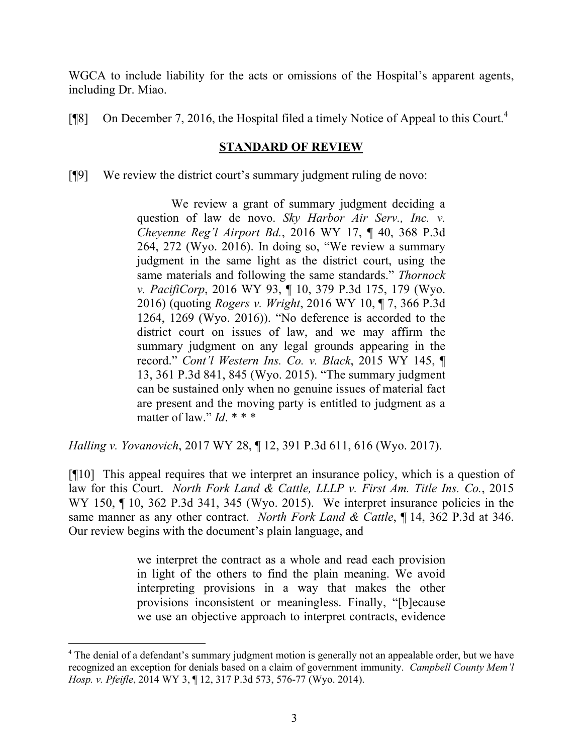WGCA to include liability for the acts or omissions of the Hospital's apparent agents, including Dr. Miao.

[¶8] On December 7, 2016, the Hospital filed a timely Notice of Appeal to this Court.[4]

## STANDARD OF REVIEW

[¶9] We review the district court's summary judgment ruling de novo:

> We review a grant of summary judgment deciding a question of law de novo. *Sky Harbor Air Serv., Inc. v. Cheyenne Reg'l Airport Bd.*, 2016 WY 17, ¶ 40, 368 P.3d 264, 272 (Wyo. 2016). In doing so, "We review a summary judgment in the same light as the district court, using the same materials and following the same standards." *Thornock v. PacifiCorp*, 2016 WY 93, ¶ 10, 379 P.3d 175, 179 (Wyo. 2016) (quoting *Rogers v. Wright*, 2016 WY 10, ¶ 7, 366 P.3d 1264, 1269 (Wyo. 2016)). "No deference is accorded to the district court on issues of law, and we may affirm the summary judgment on any legal grounds appearing in the record." *Cont'l Western Ins. Co. v. Black*, 2015 WY 145, ¶ 13, 361 P.3d 841, 845 (Wyo. 2015). "The summary judgment can be sustained only when no genuine issues of material fact are present and the moving party is entitled to judgment as a matter of law." *Id*. * * *

*Halling v. Yovanovich*, 2017 WY 28, ¶ 12, 391 P.3d 611, 616 (Wyo. 2017).

[¶10] This appeal requires that we interpret an insurance policy, which is a question of law for this Court. *North Fork Land & Cattle, LLLP v. First Am. Title Ins. Co.*, 2015 WY 150, ¶ 10, 362 P.3d 341, 345 (Wyo. 2015). We interpret insurance policies in the same manner as any other contract. *North Fork Land & Cattle*, ¶ 14, 362 P.3d at 346. Our review begins with the document's plain language, and

> we interpret the contract as a whole and read each provision in light of the others to find the plain meaning. We avoid interpreting provisions in a way that makes the other provisions inconsistent or meaningless. Finally, "[b]ecause we use an objective approach to interpret contracts, evidence

[4] The denial of a defendant's summary judgment motion is generally not an appealable order, but we have recognized an exception for denials based on a claim of government immunity. *Campbell County Mem'l Hosp. v. Pfeifle*, 2014 WY 3, ¶ 12, 317 P.3d 573, 576-77 (Wyo. 2014).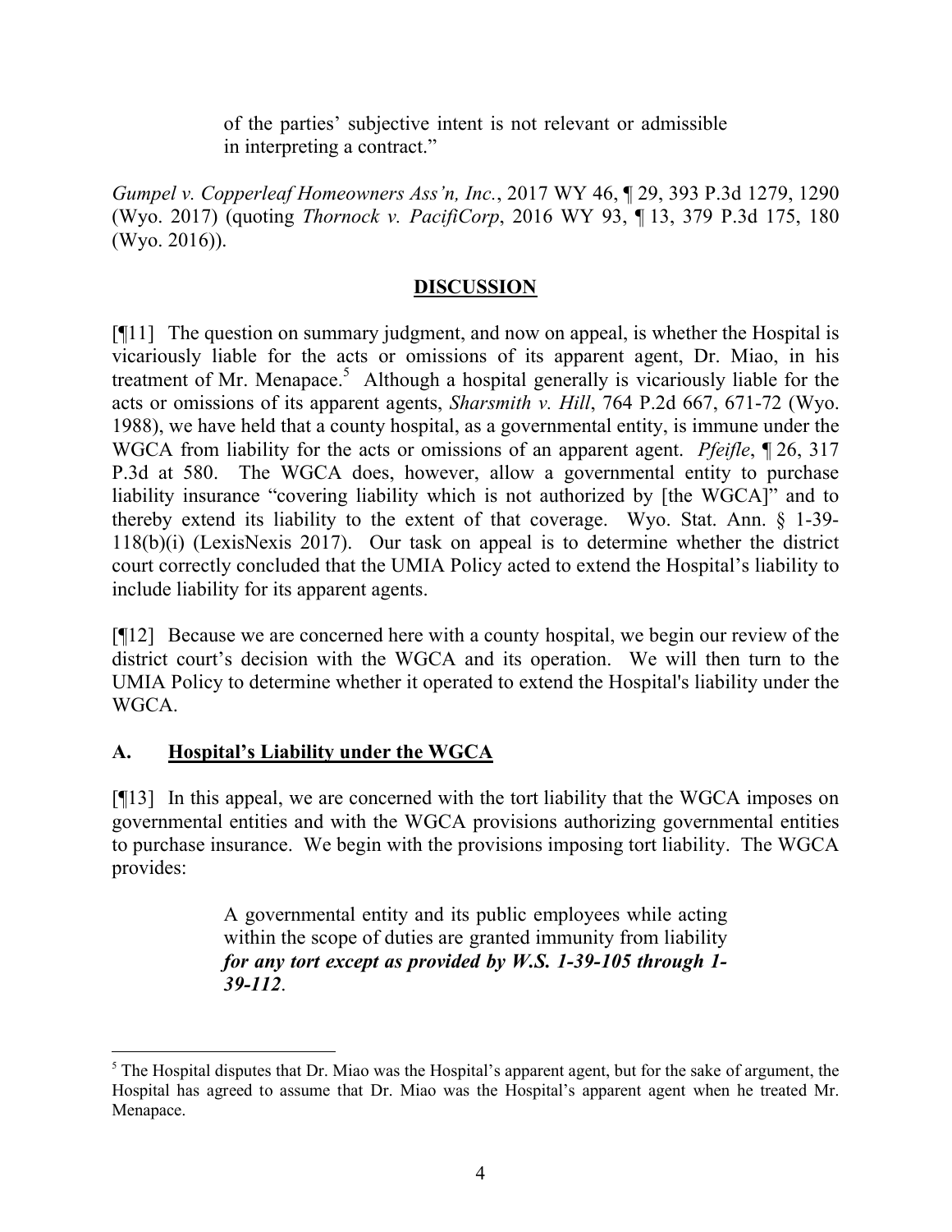> of the parties' subjective intent is not relevant or admissible in interpreting a contract."

*Gumpel v. Copperleaf Homeowners Ass'n, Inc.*, 2017 WY 46, ¶ 29, 393 P.3d 1279, 1290 (Wyo. 2017) (quoting *Thornock v. PacifiCorp*, 2016 WY 93, ¶ 13, 379 P.3d 175, 180 (Wyo. 2016)).

## DISCUSSION

[¶11] The question on summary judgment, and now on appeal, is whether the Hospital is vicariously liable for the acts or omissions of its apparent agent, Dr. Miao, in his treatment of Mr. Menapace.[5] Although a hospital generally is vicariously liable for the acts or omissions of its apparent agents, *Sharsmith v. Hill*, 764 P.2d 667, 671-72 (Wyo. 1988), we have held that a county hospital, as a governmental entity, is immune under the WGCA from liability for the acts or omissions of an apparent agent. *Pfeifle*, ¶ 26, 317 P.3d at 580. The WGCA does, however, allow a governmental entity to purchase liability insurance "covering liability which is not authorized by [the WGCA]" and to thereby extend its liability to the extent of that coverage. Wyo. Stat. Ann. § 1-39-118(b)(i) (LexisNexis 2017). Our task on appeal is to determine whether the district court correctly concluded that the UMIA Policy acted to extend the Hospital's liability to include liability for its apparent agents.

[¶12] Because we are concerned here with a county hospital, we begin our review of the district court's decision with the WGCA and its operation. We will then turn to the UMIA Policy to determine whether it operated to extend the Hospital's liability under the WGCA.

### A. Hospital's Liability under the WGCA

[¶13] In this appeal, we are concerned with the tort liability that the WGCA imposes on governmental entities and with the WGCA provisions authorizing governmental entities to purchase insurance. We begin with the provisions imposing tort liability. The WGCA provides:

> A governmental entity and its public employees while acting within the scope of duties are granted immunity from liability ***for any tort except as provided by W.S. 1-39-105 through 1-39-112***.

---

[5] The Hospital disputes that Dr. Miao was the Hospital's apparent agent, but for the sake of argument, the Hospital has agreed to assume that Dr. Miao was the Hospital's apparent agent when he treated Mr. Menapace.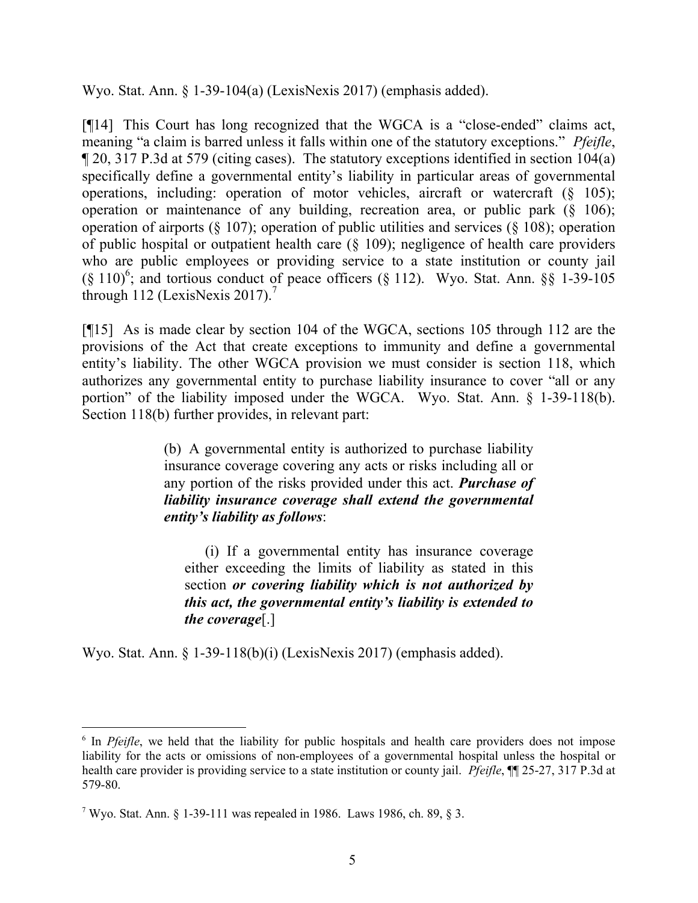Wyo. Stat. Ann. § 1-39-104(a) (LexisNexis 2017) (emphasis added).

[¶14] This Court has long recognized that the WGCA is a "close-ended" claims act, meaning "a claim is barred unless it falls within one of the statutory exceptions." *Pfeifle*, ¶ 20, 317 P.3d at 579 (citing cases). The statutory exceptions identified in section 104(a) specifically define a governmental entity's liability in particular areas of governmental operations, including: operation of motor vehicles, aircraft or watercraft (§ 105); operation or maintenance of any building, recreation area, or public park (§ 106); operation of airports (§ 107); operation of public utilities and services (§ 108); operation of public hospital or outpatient health care (§ 109); negligence of health care providers who are public employees or providing service to a state institution or county jail (§ 110)[6]; and tortious conduct of peace officers (§ 112). Wyo. Stat. Ann. §§ 1-39-105 through 112 (LexisNexis 2017).[7]

[¶15] As is made clear by section 104 of the WGCA, sections 105 through 112 are the provisions of the Act that create exceptions to immunity and define a governmental entity's liability. The other WGCA provision we must consider is section 118, which authorizes any governmental entity to purchase liability insurance to cover "all or any portion" of the liability imposed under the WGCA. Wyo. Stat. Ann. § 1-39-118(b). Section 118(b) further provides, in relevant part:

> (b) A governmental entity is authorized to purchase liability insurance coverage covering any acts or risks including all or any portion of the risks provided under this act. ***Purchase of liability insurance coverage shall extend the governmental entity's liability as follows***:
>
> (i) If a governmental entity has insurance coverage either exceeding the limits of liability as stated in this section ***or covering liability which is not authorized by this act, the governmental entity's liability is extended to the coverage***[.]

Wyo. Stat. Ann. § 1-39-118(b)(i) (LexisNexis 2017) (emphasis added).

---

[6] In *Pfeifle*, we held that the liability for public hospitals and health care providers does not impose liability for the acts or omissions of non-employees of a governmental hospital unless the hospital or health care provider is providing service to a state institution or county jail. *Pfeifle*, ¶¶ 25-27, 317 P.3d at 579-80.

[7] Wyo. Stat. Ann. § 1-39-111 was repealed in 1986. Laws 1986, ch. 89, § 3.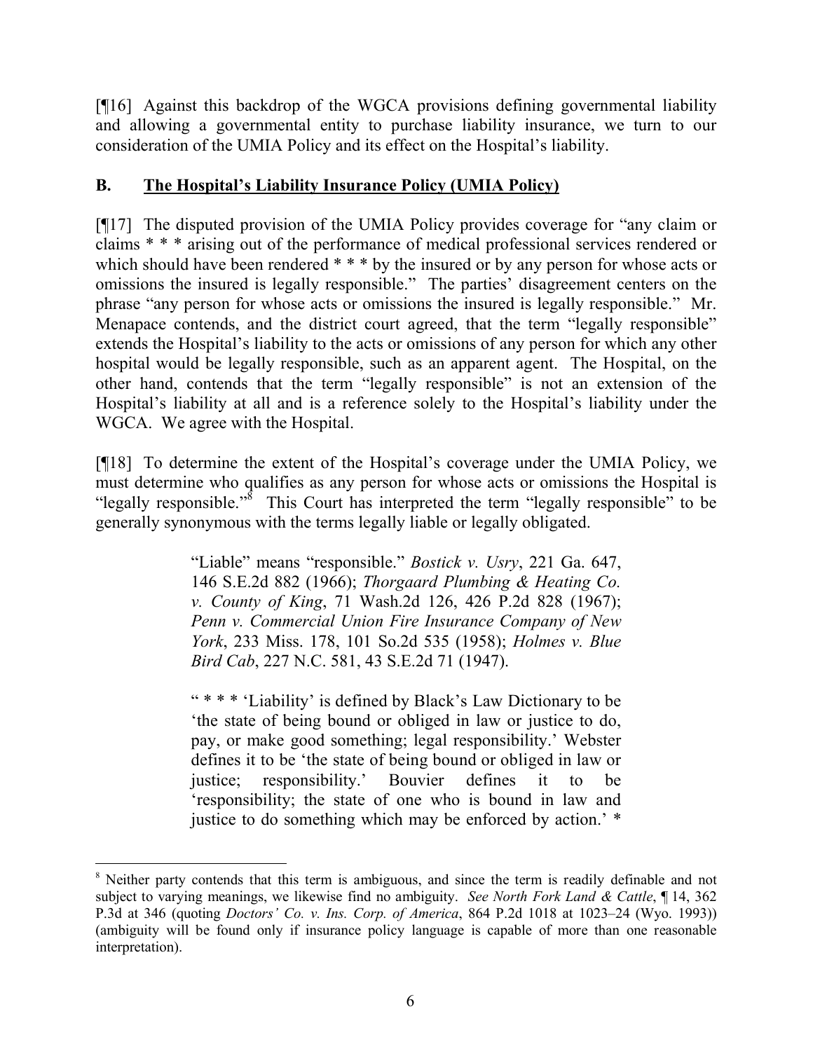[¶16] Against this backdrop of the WGCA provisions defining governmental liability and allowing a governmental entity to purchase liability insurance, we turn to our consideration of the UMIA Policy and its effect on the Hospital's liability.

## B. The Hospital's Liability Insurance Policy (UMIA Policy)

[¶17] The disputed provision of the UMIA Policy provides coverage for "any claim or claims * * * arising out of the performance of medical professional services rendered or which should have been rendered * * * by the insured or by any person for whose acts or omissions the insured is legally responsible." The parties' disagreement centers on the phrase "any person for whose acts or omissions the insured is legally responsible." Mr. Menapace contends, and the district court agreed, that the term "legally responsible" extends the Hospital's liability to the acts or omissions of any person for which any other hospital would be legally responsible, such as an apparent agent. The Hospital, on the other hand, contends that the term "legally responsible" is not an extension of the Hospital's liability at all and is a reference solely to the Hospital's liability under the WGCA. We agree with the Hospital.

[¶18] To determine the extent of the Hospital's coverage under the UMIA Policy, we must determine who qualifies as any person for whose acts or omissions the Hospital is "legally responsible."[8] This Court has interpreted the term "legally responsible" to be generally synonymous with the terms legally liable or legally obligated.

> "Liable" means "responsible." *Bostick v. Usry*, 221 Ga. 647, 146 S.E.2d 882 (1966); *Thorgaard Plumbing & Heating Co. v. County of King*, 71 Wash.2d 126, 426 P.2d 828 (1967); *Penn v. Commercial Union Fire Insurance Company of New York*, 233 Miss. 178, 101 So.2d 535 (1958); *Holmes v. Blue Bird Cab*, 227 N.C. 581, 43 S.E.2d 71 (1947).
>
> " * * * 'Liability' is defined by Black's Law Dictionary to be 'the state of being bound or obliged in law or justice to do, pay, or make good something; legal responsibility.' Webster defines it to be 'the state of being bound or obliged in law or justice; responsibility.' Bouvier defines it to be 'responsibility; the state of one who is bound in law and justice to do something which may be enforced by action.' *

---

[8] Neither party contends that this term is ambiguous, and since the term is readily definable and not subject to varying meanings, we likewise find no ambiguity. *See North Fork Land & Cattle*, ¶ 14, 362 P.3d at 346 (quoting *Doctors' Co. v. Ins. Corp. of America*, 864 P.2d 1018 at 1023–24 (Wyo. 1993)) (ambiguity will be found only if insurance policy language is capable of more than one reasonable interpretation).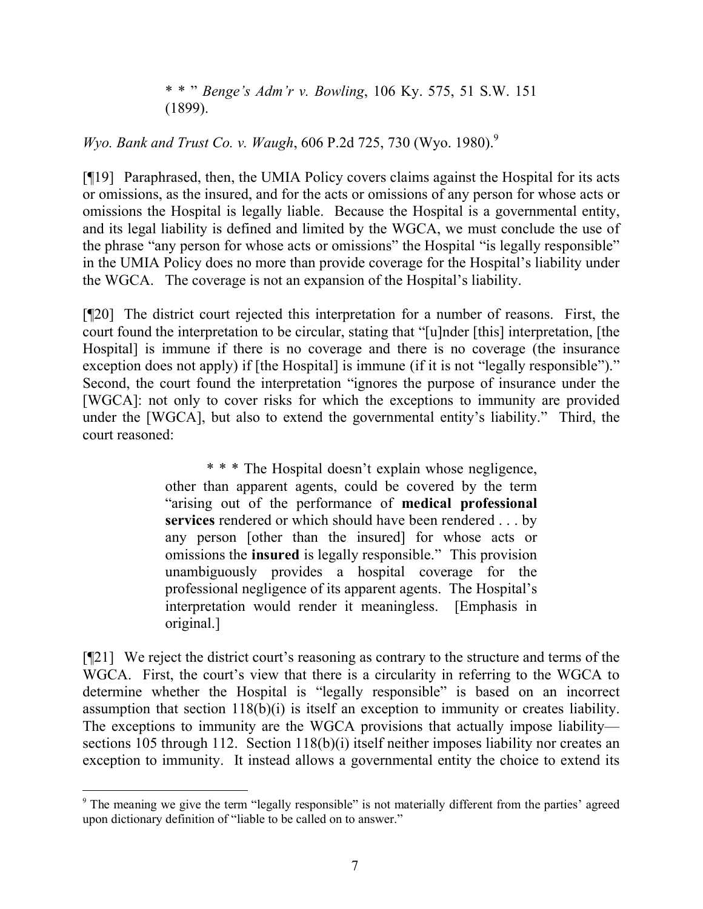> * * * " *Benge's Adm'r v. Bowling*, 106 Ky. 575, 51 S.W. 151 (1899).

*Wyo. Bank and Trust Co. v. Waugh*, 606 P.2d 725, 730 (Wyo. 1980).[9]

[¶19] Paraphrased, then, the UMIA Policy covers claims against the Hospital for its acts or omissions, as the insured, and for the acts or omissions of any person for whose acts or omissions the Hospital is legally liable. Because the Hospital is a governmental entity, and its legal liability is defined and limited by the WGCA, we must conclude the use of the phrase "any person for whose acts or omissions" the Hospital "is legally responsible" in the UMIA Policy does no more than provide coverage for the Hospital's liability under the WGCA. The coverage is not an expansion of the Hospital's liability.

[¶20] The district court rejected this interpretation for a number of reasons. First, the court found the interpretation to be circular, stating that "[u]nder [this] interpretation, [the Hospital] is immune if there is no coverage and there is no coverage (the insurance exception does not apply) if [the Hospital] is immune (if it is not "legally responsible")." Second, the court found the interpretation "ignores the purpose of insurance under the [WGCA]: not only to cover risks for which the exceptions to immunity are provided under the [WGCA], but also to extend the governmental entity's liability." Third, the court reasoned:

> * * * The Hospital doesn't explain whose negligence, other than apparent agents, could be covered by the term "arising out of the performance of **medical professional services** rendered or which should have been rendered . . . by any person [other than the insured] for whose acts or omissions the **insured** is legally responsible." This provision unambiguously provides a hospital coverage for the professional negligence of its apparent agents. The Hospital's interpretation would render it meaningless. [Emphasis in original.]

[¶21] We reject the district court's reasoning as contrary to the structure and terms of the WGCA. First, the court's view that there is a circularity in referring to the WGCA to determine whether the Hospital is "legally responsible" is based on an incorrect assumption that section 118(b)(i) is itself an exception to immunity or creates liability. The exceptions to immunity are the WGCA provisions that actually impose liability—sections 105 through 112. Section 118(b)(i) itself neither imposes liability nor creates an exception to immunity. It instead allows a governmental entity the choice to extend its

---

[9] The meaning we give the term "legally responsible" is not materially different from the parties' agreed upon dictionary definition of "liable to be called on to answer."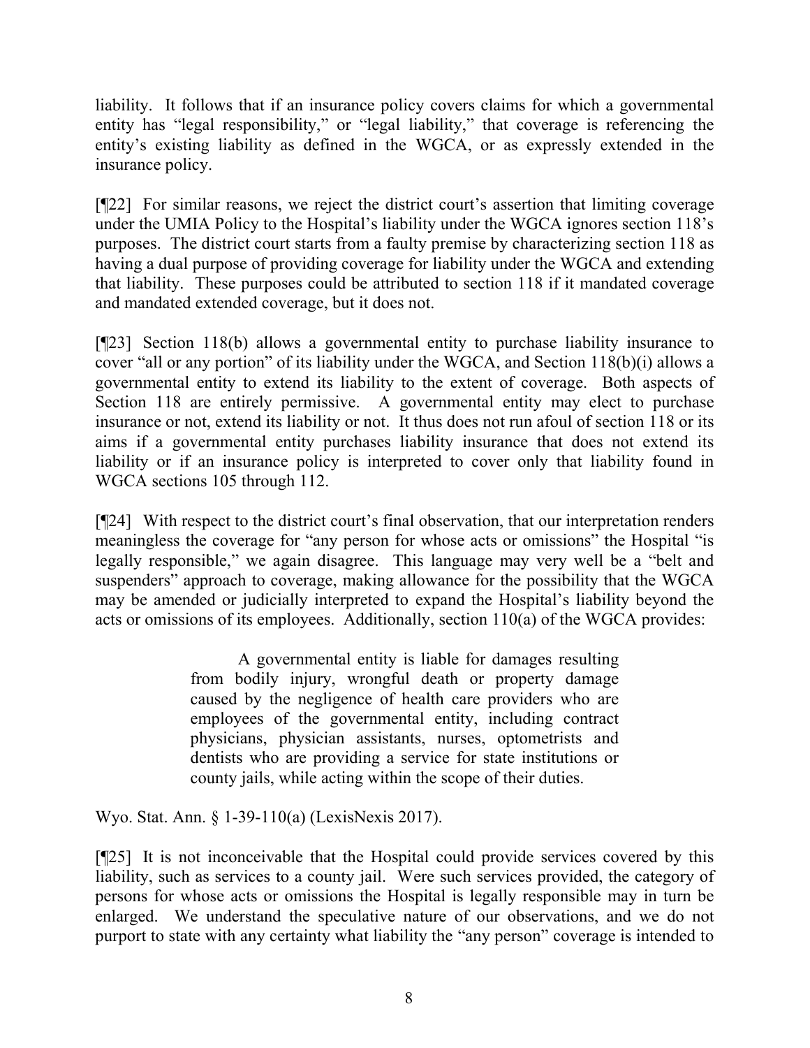liability. It follows that if an insurance policy covers claims for which a governmental entity has "legal responsibility," or "legal liability," that coverage is referencing the entity's existing liability as defined in the WGCA, or as expressly extended in the insurance policy.

[¶22] For similar reasons, we reject the district court's assertion that limiting coverage under the UMIA Policy to the Hospital's liability under the WGCA ignores section 118's purposes. The district court starts from a faulty premise by characterizing section 118 as having a dual purpose of providing coverage for liability under the WGCA and extending that liability. These purposes could be attributed to section 118 if it mandated coverage and mandated extended coverage, but it does not.

[¶23] Section 118(b) allows a governmental entity to purchase liability insurance to cover "all or any portion" of its liability under the WGCA, and Section 118(b)(i) allows a governmental entity to extend its liability to the extent of coverage. Both aspects of Section 118 are entirely permissive. A governmental entity may elect to purchase insurance or not, extend its liability or not. It thus does not run afoul of section 118 or its aims if a governmental entity purchases liability insurance that does not extend its liability or if an insurance policy is interpreted to cover only that liability found in WGCA sections 105 through 112.

[¶24] With respect to the district court's final observation, that our interpretation renders meaningless the coverage for "any person for whose acts or omissions" the Hospital "is legally responsible," we again disagree. This language may very well be a "belt and suspenders" approach to coverage, making allowance for the possibility that the WGCA may be amended or judicially interpreted to expand the Hospital's liability beyond the acts or omissions of its employees. Additionally, section 110(a) of the WGCA provides:

> A governmental entity is liable for damages resulting from bodily injury, wrongful death or property damage caused by the negligence of health care providers who are employees of the governmental entity, including contract physicians, physician assistants, nurses, optometrists and dentists who are providing a service for state institutions or county jails, while acting within the scope of their duties.

Wyo. Stat. Ann. § 1-39-110(a) (LexisNexis 2017).

[¶25] It is not inconceivable that the Hospital could provide services covered by this liability, such as services to a county jail. Were such services provided, the category of persons for whose acts or omissions the Hospital is legally responsible may in turn be enlarged. We understand the speculative nature of our observations, and we do not purport to state with any certainty what liability the "any person" coverage is intended to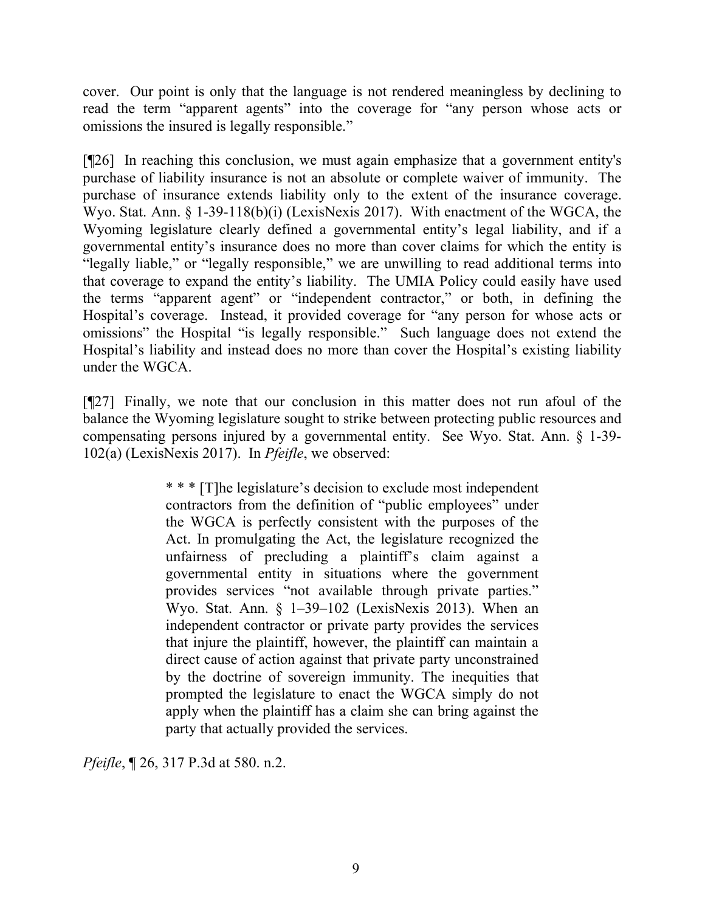cover. Our point is only that the language is not rendered meaningless by declining to read the term "apparent agents" into the coverage for "any person whose acts or omissions the insured is legally responsible."

[¶26] In reaching this conclusion, we must again emphasize that a government entity's purchase of liability insurance is not an absolute or complete waiver of immunity. The purchase of insurance extends liability only to the extent of the insurance coverage. Wyo. Stat. Ann. § 1-39-118(b)(i) (LexisNexis 2017). With enactment of the WGCA, the Wyoming legislature clearly defined a governmental entity's legal liability, and if a governmental entity's insurance does no more than cover claims for which the entity is "legally liable," or "legally responsible," we are unwilling to read additional terms into that coverage to expand the entity's liability. The UMIA Policy could easily have used the terms "apparent agent" or "independent contractor," or both, in defining the Hospital's coverage. Instead, it provided coverage for "any person for whose acts or omissions" the Hospital "is legally responsible." Such language does not extend the Hospital's liability and instead does no more than cover the Hospital's existing liability under the WGCA.

[¶27] Finally, we note that our conclusion in this matter does not run afoul of the balance the Wyoming legislature sought to strike between protecting public resources and compensating persons injured by a governmental entity. See Wyo. Stat. Ann. § 1-39-102(a) (LexisNexis 2017). In *Pfeifle*, we observed:

> * * * [T]he legislature's decision to exclude most independent contractors from the definition of "public employees" under the WGCA is perfectly consistent with the purposes of the Act. In promulgating the Act, the legislature recognized the unfairness of precluding a plaintiff's claim against a governmental entity in situations where the government provides services "not available through private parties." Wyo. Stat. Ann. § 1–39–102 (LexisNexis 2013). When an independent contractor or private party provides the services that injure the plaintiff, however, the plaintiff can maintain a direct cause of action against that private party unconstrained by the doctrine of sovereign immunity. The inequities that prompted the legislature to enact the WGCA simply do not apply when the plaintiff has a claim she can bring against the party that actually provided the services.

*Pfeifle*, ¶ 26, 317 P.3d at 580. n.2.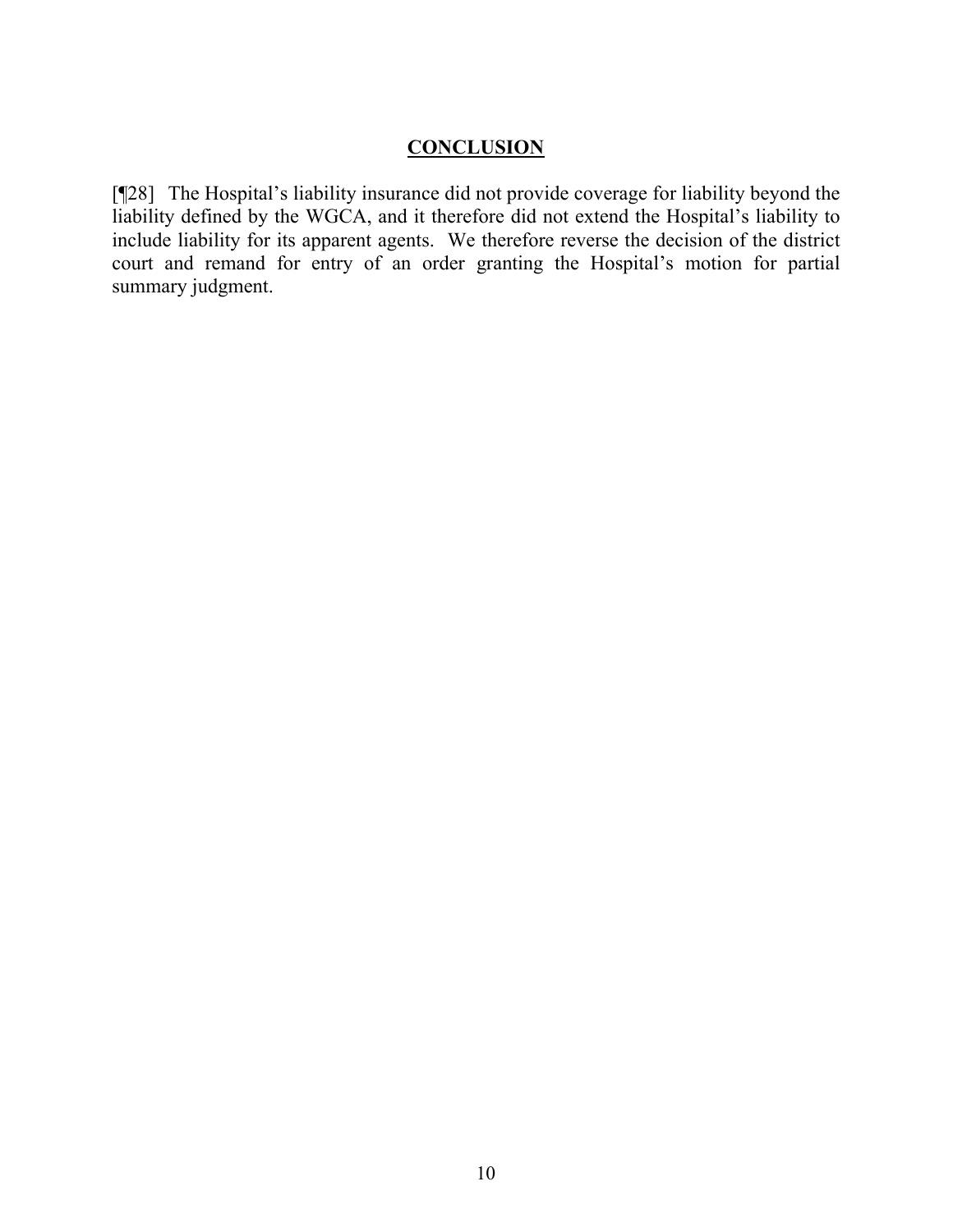## CONCLUSION

[¶28] The Hospital's liability insurance did not provide coverage for liability beyond the liability defined by the WGCA, and it therefore did not extend the Hospital's liability to include liability for its apparent agents. We therefore reverse the decision of the district court and remand for entry of an order granting the Hospital's motion for partial summary judgment.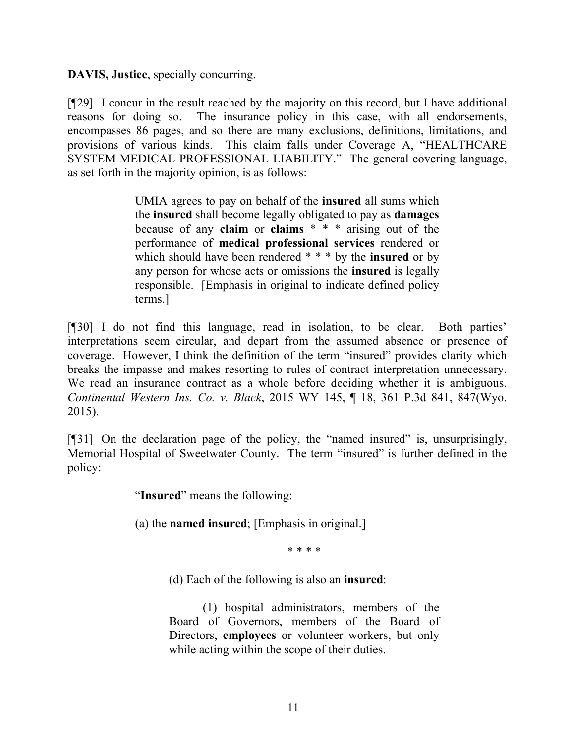**DAVIS, Justice**, specially concurring.

[¶29] I concur in the result reached by the majority on this record, but I have additional reasons for doing so. The insurance policy in this case, with all endorsements, encompasses 86 pages, and so there are many exclusions, definitions, limitations, and provisions of various kinds. This claim falls under Coverage A, "HEALTHCARE SYSTEM MEDICAL PROFESSIONAL LIABILITY." The general covering language, as set forth in the majority opinion, is as follows:

> UMIA agrees to pay on behalf of the **insured** all sums which the **insured** shall become legally obligated to pay as **damages** because of any **claim** or **claims** * * * arising out of the performance of **medical professional services** rendered or which should have been rendered * * * by the **insured** or by any person for whose acts or omissions the **insured** is legally responsible. [Emphasis in original to indicate defined policy terms.]

[¶30] I do not find this language, read in isolation, to be clear. Both parties' interpretations seem circular, and depart from the assumed absence or presence of coverage. However, I think the definition of the term "insured" provides clarity which breaks the impasse and makes resorting to rules of contract interpretation unnecessary. We read an insurance contract as a whole before deciding whether it is ambiguous. *Continental Western Ins. Co. v. Black*, 2015 WY 145, ¶ 18, 361 P.3d 841, 847(Wyo. 2015).

[¶31] On the declaration page of the policy, the "named insured" is, unsurprisingly, Memorial Hospital of Sweetwater County. The term "insured" is further defined in the policy:

> "**Insured**" means the following:
>
> (a) the **named insured**; [Emphasis in original.]
>
> * * * *
>
> (d) Each of the following is also an **insured**:
>
> (1) hospital administrators, members of the Board of Governors, members of the Board of Directors, **employees** or volunteer workers, but only while acting within the scope of their duties.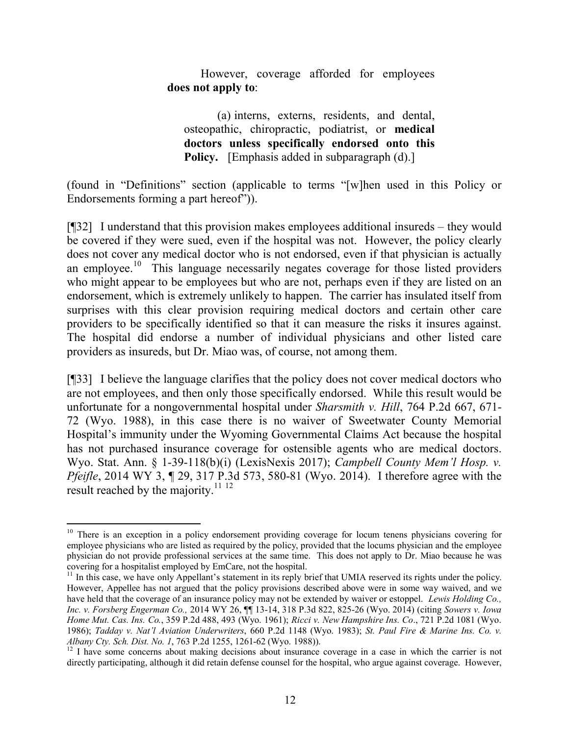However, coverage afforded for employees **does not apply to**:

> (a) interns, externs, residents, and dental, osteopathic, chiropractic, podiatrist, or **medical doctors unless specifically endorsed onto this Policy.** [Emphasis added in subparagraph (d).]

(found in "Definitions" section (applicable to terms "[w]hen used in this Policy or Endorsements forming a part hereof")).

[¶32] I understand that this provision makes employees additional insureds – they would be covered if they were sued, even if the hospital was not. However, the policy clearly does not cover any medical doctor who is not endorsed, even if that physician is actually an employee.[10] This language necessarily negates coverage for those listed providers who might appear to be employees but who are not, perhaps even if they are listed on an endorsement, which is extremely unlikely to happen. The carrier has insulated itself from surprises with this clear provision requiring medical doctors and certain other care providers to be specifically identified so that it can measure the risks it insures against. The hospital did endorse a number of individual physicians and other listed care providers as insureds, but Dr. Miao was, of course, not among them.

[¶33] I believe the language clarifies that the policy does not cover medical doctors who are not employees, and then only those specifically endorsed. While this result would be unfortunate for a nongovernmental hospital under *Sharsmith v. Hill*, 764 P.2d 667, 671-72 (Wyo. 1988), in this case there is no waiver of Sweetwater County Memorial Hospital's immunity under the Wyoming Governmental Claims Act because the hospital has not purchased insurance coverage for ostensible agents who are medical doctors. Wyo. Stat. Ann. § 1-39-118(b)(i) (LexisNexis 2017); *Campbell County Mem'l Hosp. v. Pfeifle*, 2014 WY 3, ¶ 29, 317 P.3d 573, 580-81 (Wyo. 2014). I therefore agree with the result reached by the majority.[11] [12]

---

[10] There is an exception in a policy endorsement providing coverage for locum tenens physicians covering for employee physicians who are listed as required by the policy, provided that the locums physician and the employee physician do not provide professional services at the same time. This does not apply to Dr. Miao because he was covering for a hospitalist employed by EmCare, not the hospital.

[11] In this case, we have only Appellant's statement in its reply brief that UMIA reserved its rights under the policy. However, Appellee has not argued that the policy provisions described above were in some way waived, and we have held that the coverage of an insurance policy may not be extended by waiver or estoppel. *Lewis Holding Co., Inc. v. Forsberg Engerman Co.,* 2014 WY 26, ¶¶ 13-14, 318 P.3d 822, 825-26 (Wyo. 2014) (citing *Sowers v. Iowa Home Mut. Cas. Ins. Co.*, 359 P.2d 488, 493 (Wyo. 1961); *Ricci v. New Hampshire Ins. Co*., 721 P.2d 1081 (Wyo. 1986); *Tadday v. Nat'l Aviation Underwriters*, 660 P.2d 1148 (Wyo. 1983); *St. Paul Fire & Marine Ins. Co. v. Albany Cty. Sch. Dist. No. 1*, 763 P.2d 1255, 1261-62 (Wyo. 1988)).

[12] I have some concerns about making decisions about insurance coverage in a case in which the carrier is not directly participating, although it did retain defense counsel for the hospital, who argue against coverage. However,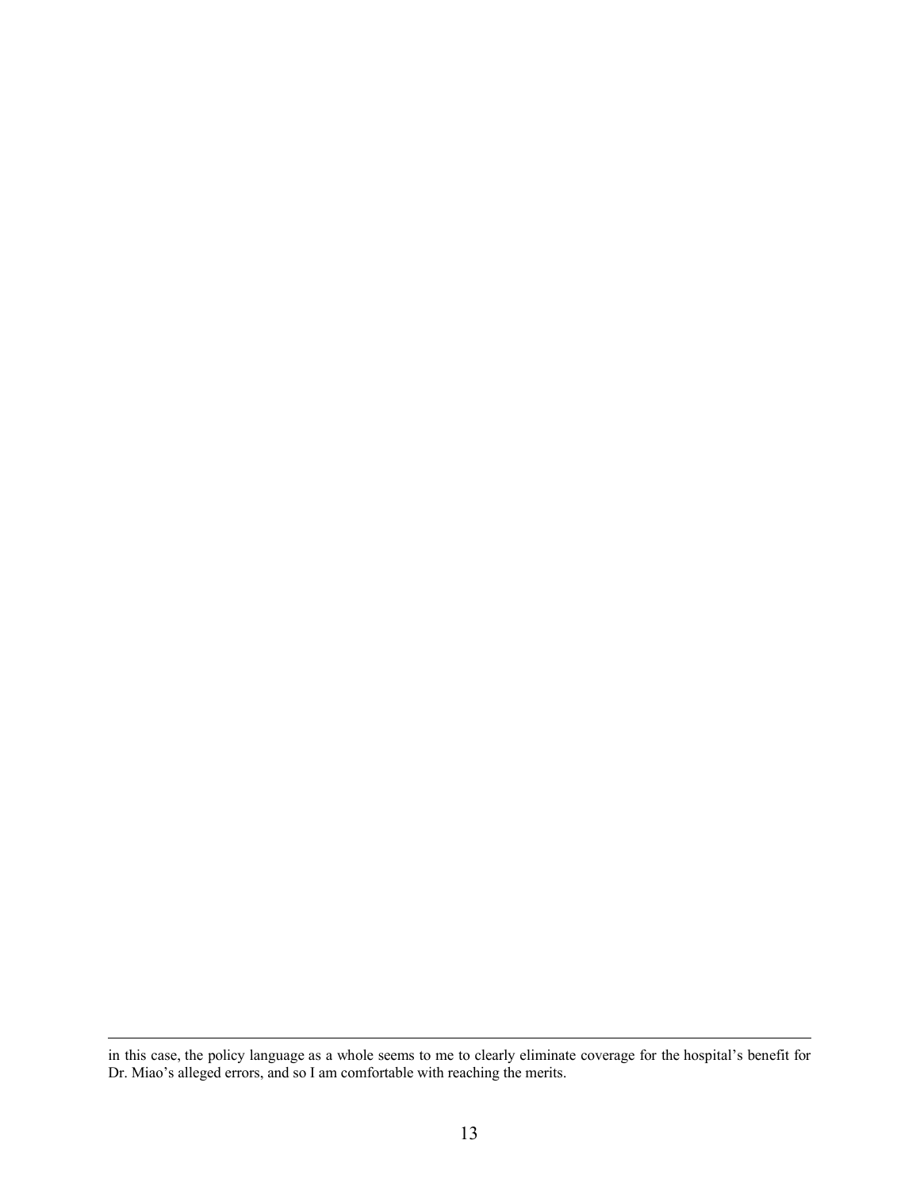in this case, the policy language as a whole seems to me to clearly eliminate coverage for the hospital's benefit for Dr. Miao's alleged errors, and so I am comfortable with reaching the merits.